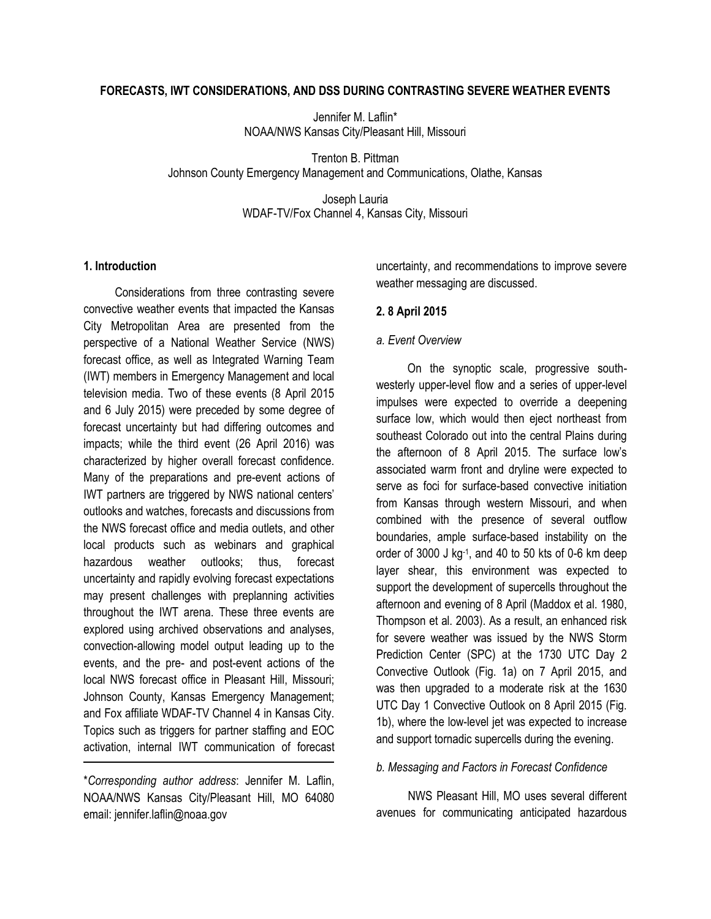# FORECASTS, IWT CONSIDERATIONS, AND DSS DURING CONTRASTING SEVERE WEATHER EVENTS

Jennifer M. Laflin*
NOAA/NWS Kansas City/Pleasant Hill, Missouri

Trenton B. Pittman
Johnson County Emergency Management and Communications, Olathe, Kansas

Joseph Lauria
WDAF-TV/Fox Channel 4, Kansas City, Missouri

## 1. Introduction

Considerations from three contrasting severe convective weather events that impacted the Kansas City Metropolitan Area are presented from the perspective of a National Weather Service (NWS) forecast office, as well as Integrated Warning Team (IWT) members in Emergency Management and local television media. Two of these events (8 April 2015 and 6 July 2015) were preceded by some degree of forecast uncertainty but had differing outcomes and impacts; while the third event (26 April 2016) was characterized by higher overall forecast confidence. Many of the preparations and pre-event actions of IWT partners are triggered by NWS national centers' outlooks and watches, forecasts and discussions from the NWS forecast office and media outlets, and other local products such as webinars and graphical hazardous weather outlooks; thus, forecast uncertainty and rapidly evolving forecast expectations may present challenges with preplanning activities throughout the IWT arena. These three events are explored using archived observations and analyses, convection-allowing model output leading up to the events, and the pre- and post-event actions of the local NWS forecast office in Pleasant Hill, Missouri; Johnson County, Kansas Emergency Management; and Fox affiliate WDAF-TV Channel 4 in Kansas City. Topics such as triggers for partner staffing and EOC activation, internal IWT communication of forecast uncertainty, and recommendations to improve severe weather messaging are discussed.

\**Corresponding author address*: Jennifer M. Laflin, NOAA/NWS Kansas City/Pleasant Hill, MO 64080 email: jennifer.laflin@noaa.gov

## 2. 8 April 2015

### *a. Event Overview*

On the synoptic scale, progressive southwesterly upper-level flow and a series of upper-level impulses were expected to override a deepening surface low, which would then eject northeast from southeast Colorado out into the central Plains during the afternoon of 8 April 2015. The surface low's associated warm front and dryline were expected to serve as foci for surface-based convective initiation from Kansas through western Missouri, and when combined with the presence of several outflow boundaries, ample surface-based instability on the order of 3000 J kg$^{-1}$, and 40 to 50 kts of 0-6 km deep layer shear, this environment was expected to support the development of supercells throughout the afternoon and evening of 8 April (Maddox et al. 1980, Thompson et al. 2003). As a result, an enhanced risk for severe weather was issued by the NWS Storm Prediction Center (SPC) at the 1730 UTC Day 2 Convective Outlook (Fig. 1a) on 7 April 2015, and was then upgraded to a moderate risk at the 1630 UTC Day 1 Convective Outlook on 8 April 2015 (Fig. 1b), where the low-level jet was expected to increase and support tornadic supercells during the evening.

### *b. Messaging and Factors in Forecast Confidence*

NWS Pleasant Hill, MO uses several different avenues for communicating anticipated hazardous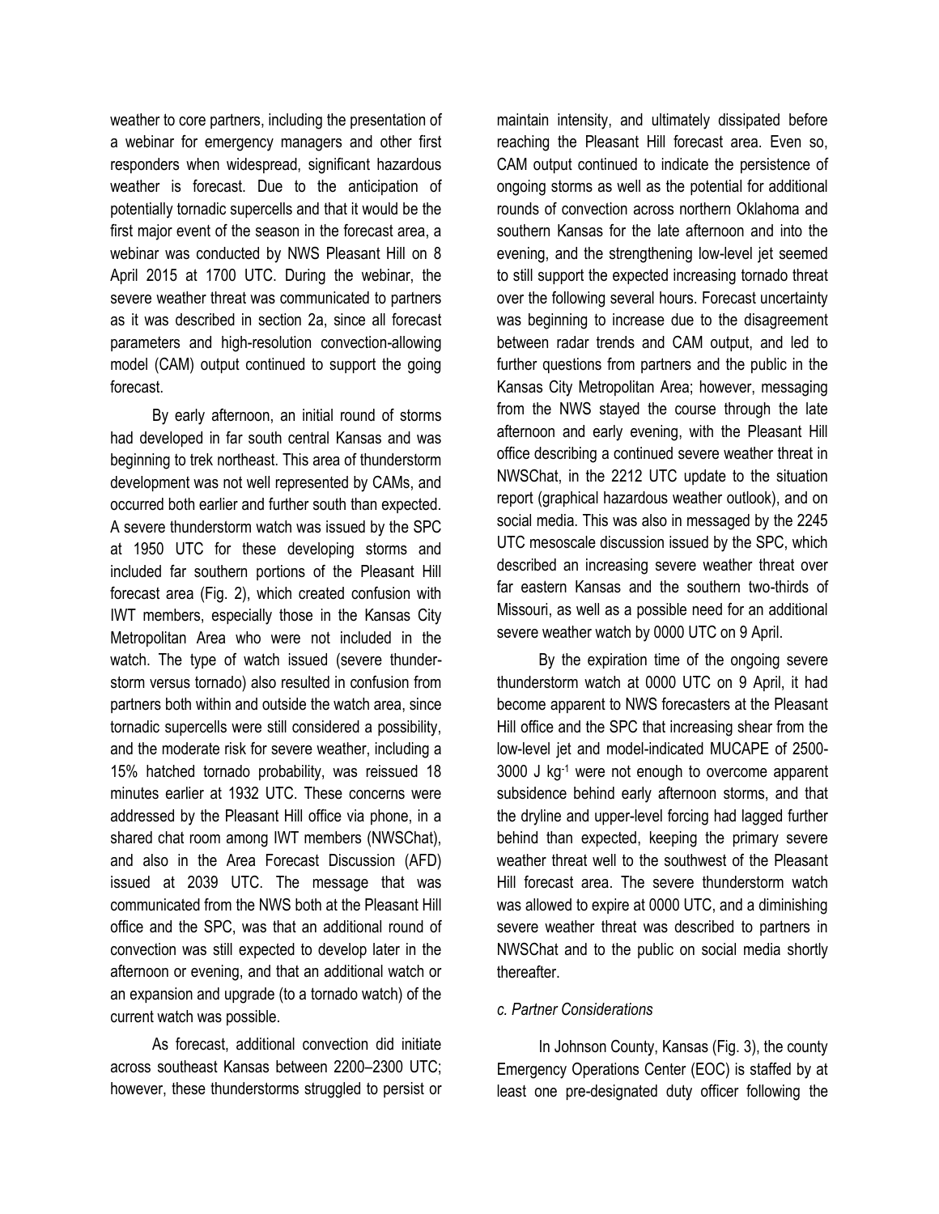weather to core partners, including the presentation of a webinar for emergency managers and other first responders when widespread, significant hazardous weather is forecast. Due to the anticipation of potentially tornadic supercells and that it would be the first major event of the season in the forecast area, a webinar was conducted by NWS Pleasant Hill on 8 April 2015 at 1700 UTC. During the webinar, the severe weather threat was communicated to partners as it was described in section 2a, since all forecast parameters and high-resolution convection-allowing model (CAM) output continued to support the going forecast.

By early afternoon, an initial round of storms had developed in far south central Kansas and was beginning to trek northeast. This area of thunderstorm development was not well represented by CAMs, and occurred both earlier and further south than expected. A severe thunderstorm watch was issued by the SPC at 1950 UTC for these developing storms and included far southern portions of the Pleasant Hill forecast area (Fig. 2), which created confusion with IWT members, especially those in the Kansas City Metropolitan Area who were not included in the watch. The type of watch issued (severe thunder-storm versus tornado) also resulted in confusion from partners both within and outside the watch area, since tornadic supercells were still considered a possibility, and the moderate risk for severe weather, including a 15% hatched tornado probability, was reissued 18 minutes earlier at 1932 UTC. These concerns were addressed by the Pleasant Hill office via phone, in a shared chat room among IWT members (NWSChat), and also in the Area Forecast Discussion (AFD) issued at 2039 UTC. The message that was communicated from the NWS both at the Pleasant Hill office and the SPC, was that an additional round of convection was still expected to develop later in the afternoon or evening, and that an additional watch or an expansion and upgrade (to a tornado watch) of the current watch was possible.

As forecast, additional convection did initiate across southeast Kansas between 2200–2300 UTC; however, these thunderstorms struggled to persist or maintain intensity, and ultimately dissipated before reaching the Pleasant Hill forecast area. Even so, CAM output continued to indicate the persistence of ongoing storms as well as the potential for additional rounds of convection across northern Oklahoma and southern Kansas for the late afternoon and into the evening, and the strengthening low-level jet seemed to still support the expected increasing tornado threat over the following several hours. Forecast uncertainty was beginning to increase due to the disagreement between radar trends and CAM output, and led to further questions from partners and the public in the Kansas City Metropolitan Area; however, messaging from the NWS stayed the course through the late afternoon and early evening, with the Pleasant Hill office describing a continued severe weather threat in NWSChat, in the 2212 UTC update to the situation report (graphical hazardous weather outlook), and on social media. This was also in messaged by the 2245 UTC mesoscale discussion issued by the SPC, which described an increasing severe weather threat over far eastern Kansas and the southern two-thirds of Missouri, as well as a possible need for an additional severe weather watch by 0000 UTC on 9 April.

By the expiration time of the ongoing severe thunderstorm watch at 0000 UTC on 9 April, it had become apparent to NWS forecasters at the Pleasant Hill office and the SPC that increasing shear from the low-level jet and model-indicated MUCAPE of 2500-3000 J kg$^{-1}$ were not enough to overcome apparent subsidence behind early afternoon storms, and that the dryline and upper-level forcing had lagged further behind than expected, keeping the primary severe weather threat well to the southwest of the Pleasant Hill forecast area. The severe thunderstorm watch was allowed to expire at 0000 UTC, and a diminishing severe weather threat was described to partners in NWSChat and to the public on social media shortly thereafter.

### *c. Partner Considerations*

In Johnson County, Kansas (Fig. 3), the county Emergency Operations Center (EOC) is staffed by at least one pre-designated duty officer following the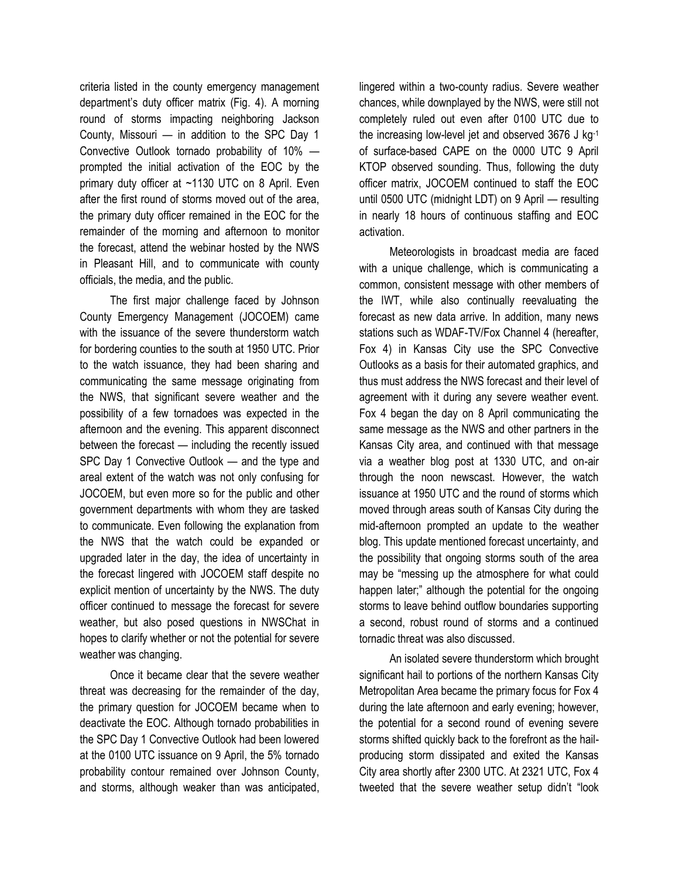criteria listed in the county emergency management department's duty officer matrix (Fig. 4). A morning round of storms impacting neighboring Jackson County, Missouri — in addition to the SPC Day 1 Convective Outlook tornado probability of 10% — prompted the initial activation of the EOC by the primary duty officer at ~1130 UTC on 8 April. Even after the first round of storms moved out of the area, the primary duty officer remained in the EOC for the remainder of the morning and afternoon to monitor the forecast, attend the webinar hosted by the NWS in Pleasant Hill, and to communicate with county officials, the media, and the public.

The first major challenge faced by Johnson County Emergency Management (JOCOEM) came with the issuance of the severe thunderstorm watch for bordering counties to the south at 1950 UTC. Prior to the watch issuance, they had been sharing and communicating the same message originating from the NWS, that significant severe weather and the possibility of a few tornadoes was expected in the afternoon and the evening. This apparent disconnect between the forecast — including the recently issued SPC Day 1 Convective Outlook — and the type and areal extent of the watch was not only confusing for JOCOEM, but even more so for the public and other government departments with whom they are tasked to communicate. Even following the explanation from the NWS that the watch could be expanded or upgraded later in the day, the idea of uncertainty in the forecast lingered with JOCOEM staff despite no explicit mention of uncertainty by the NWS. The duty officer continued to message the forecast for severe weather, but also posed questions in NWSChat in hopes to clarify whether or not the potential for severe weather was changing.

Once it became clear that the severe weather threat was decreasing for the remainder of the day, the primary question for JOCOEM became when to deactivate the EOC. Although tornado probabilities in the SPC Day 1 Convective Outlook had been lowered at the 0100 UTC issuance on 9 April, the 5% tornado probability contour remained over Johnson County, and storms, although weaker than was anticipated, lingered within a two-county radius. Severe weather chances, while downplayed by the NWS, were still not completely ruled out even after 0100 UTC due to the increasing low-level jet and observed 3676 J kg$^{-1}$ of surface-based CAPE on the 0000 UTC 9 April KTOP observed sounding. Thus, following the duty officer matrix, JOCOEM continued to staff the EOC until 0500 UTC (midnight LDT) on 9 April — resulting in nearly 18 hours of continuous staffing and EOC activation.

Meteorologists in broadcast media are faced with a unique challenge, which is communicating a common, consistent message with other members of the IWT, while also continually reevaluating the forecast as new data arrive. In addition, many news stations such as WDAF-TV/Fox Channel 4 (hereafter, Fox 4) in Kansas City use the SPC Convective Outlooks as a basis for their automated graphics, and thus must address the NWS forecast and their level of agreement with it during any severe weather event. Fox 4 began the day on 8 April communicating the same message as the NWS and other partners in the Kansas City area, and continued with that message via a weather blog post at 1330 UTC, and on-air through the noon newscast. However, the watch issuance at 1950 UTC and the round of storms which moved through areas south of Kansas City during the mid-afternoon prompted an update to the weather blog. This update mentioned forecast uncertainty, and the possibility that ongoing storms south of the area may be "messing up the atmosphere for what could happen later;" although the potential for the ongoing storms to leave behind outflow boundaries supporting a second, robust round of storms and a continued tornadic threat was also discussed.

An isolated severe thunderstorm which brought significant hail to portions of the northern Kansas City Metropolitan Area became the primary focus for Fox 4 during the late afternoon and early evening; however, the potential for a second round of evening severe storms shifted quickly back to the forefront as the hail-producing storm dissipated and exited the Kansas City area shortly after 2300 UTC. At 2321 UTC, Fox 4 tweeted that the severe weather setup didn't "look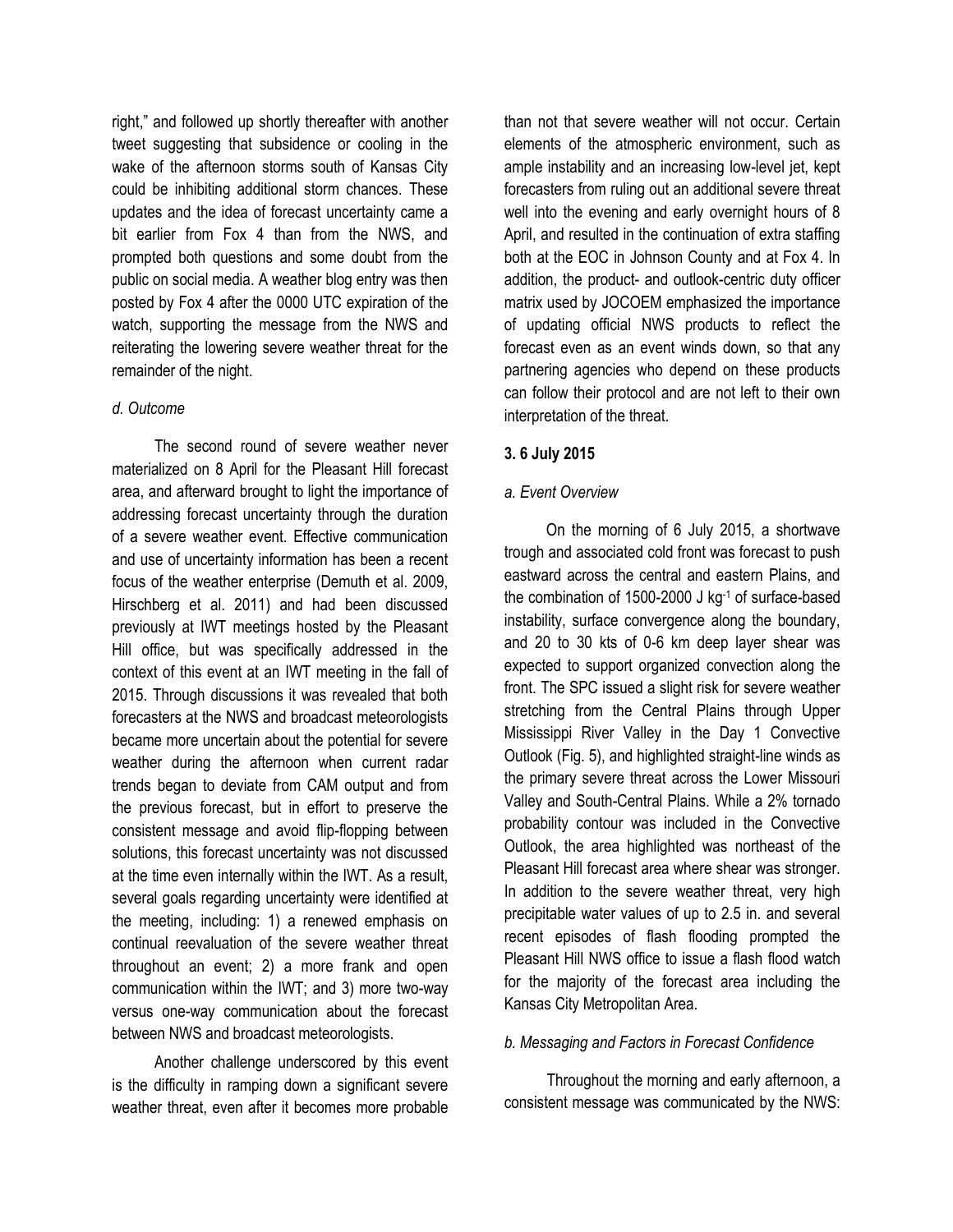right," and followed up shortly thereafter with another tweet suggesting that subsidence or cooling in the wake of the afternoon storms south of Kansas City could be inhibiting additional storm chances. These updates and the idea of forecast uncertainty came a bit earlier from Fox 4 than from the NWS, and prompted both questions and some doubt from the public on social media. A weather blog entry was then posted by Fox 4 after the 0000 UTC expiration of the watch, supporting the message from the NWS and reiterating the lowering severe weather threat for the remainder of the night.

### *d. Outcome*

The second round of severe weather never materialized on 8 April for the Pleasant Hill forecast area, and afterward brought to light the importance of addressing forecast uncertainty through the duration of a severe weather event. Effective communication and use of uncertainty information has been a recent focus of the weather enterprise (Demuth et al. 2009, Hirschberg et al. 2011) and had been discussed previously at IWT meetings hosted by the Pleasant Hill office, but was specifically addressed in the context of this event at an IWT meeting in the fall of 2015. Through discussions it was revealed that both forecasters at the NWS and broadcast meteorologists became more uncertain about the potential for severe weather during the afternoon when current radar trends began to deviate from CAM output and from the previous forecast, but in effort to preserve the consistent message and avoid flip-flopping between solutions, this forecast uncertainty was not discussed at the time even internally within the IWT. As a result, several goals regarding uncertainty were identified at the meeting, including: 1) a renewed emphasis on continual reevaluation of the severe weather threat throughout an event; 2) a more frank and open communication within the IWT; and 3) more two-way versus one-way communication about the forecast between NWS and broadcast meteorologists.

Another challenge underscored by this event is the difficulty in ramping down a significant severe weather threat, even after it becomes more probable than not that severe weather will not occur. Certain elements of the atmospheric environment, such as ample instability and an increasing low-level jet, kept forecasters from ruling out an additional severe threat well into the evening and early overnight hours of 8 April, and resulted in the continuation of extra staffing both at the EOC in Johnson County and at Fox 4. In addition, the product- and outlook-centric duty officer matrix used by JOCOEM emphasized the importance of updating official NWS products to reflect the forecast even as an event winds down, so that any partnering agencies who depend on these products can follow their protocol and are not left to their own interpretation of the threat.

## 3. 6 July 2015

### *a. Event Overview*

On the morning of 6 July 2015, a shortwave trough and associated cold front was forecast to push eastward across the central and eastern Plains, and the combination of 1500-2000 J kg$^{-1}$ of surface-based instability, surface convergence along the boundary, and 20 to 30 kts of 0-6 km deep layer shear was expected to support organized convection along the front. The SPC issued a slight risk for severe weather stretching from the Central Plains through Upper Mississippi River Valley in the Day 1 Convective Outlook (Fig. 5), and highlighted straight-line winds as the primary severe threat across the Lower Missouri Valley and South-Central Plains. While a 2% tornado probability contour was included in the Convective Outlook, the area highlighted was northeast of the Pleasant Hill forecast area where shear was stronger. In addition to the severe weather threat, very high precipitable water values of up to 2.5 in. and several recent episodes of flash flooding prompted the Pleasant Hill NWS office to issue a flash flood watch for the majority of the forecast area including the Kansas City Metropolitan Area.

### *b. Messaging and Factors in Forecast Confidence*

Throughout the morning and early afternoon, a consistent message was communicated by the NWS: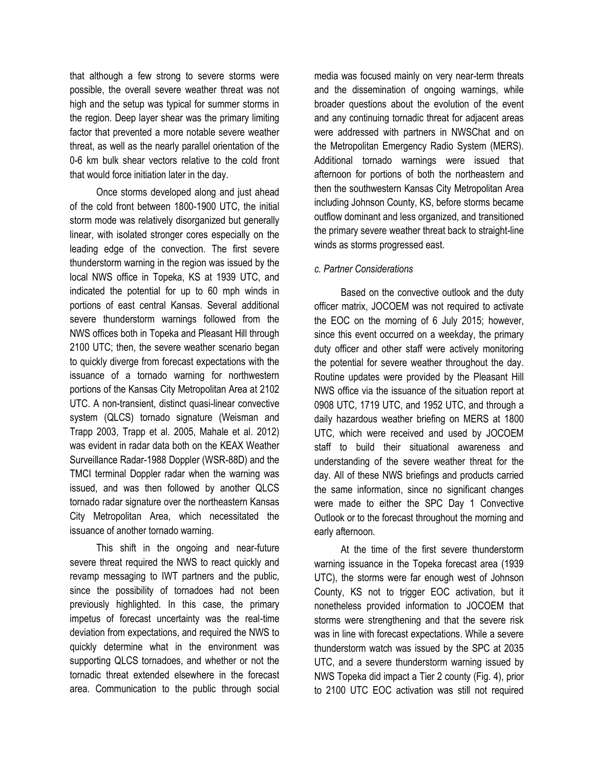that although a few strong to severe storms were possible, the overall severe weather threat was not high and the setup was typical for summer storms in the region. Deep layer shear was the primary limiting factor that prevented a more notable severe weather threat, as well as the nearly parallel orientation of the 0-6 km bulk shear vectors relative to the cold front that would force initiation later in the day.

Once storms developed along and just ahead of the cold front between 1800-1900 UTC, the initial storm mode was relatively disorganized but generally linear, with isolated stronger cores especially on the leading edge of the convection. The first severe thunderstorm warning in the region was issued by the local NWS office in Topeka, KS at 1939 UTC, and indicated the potential for up to 60 mph winds in portions of east central Kansas. Several additional severe thunderstorm warnings followed from the NWS offices both in Topeka and Pleasant Hill through 2100 UTC; then, the severe weather scenario began to quickly diverge from forecast expectations with the issuance of a tornado warning for northwestern portions of the Kansas City Metropolitan Area at 2102 UTC. A non-transient, distinct quasi-linear convective system (QLCS) tornado signature (Weisman and Trapp 2003, Trapp et al. 2005, Mahale et al. 2012) was evident in radar data both on the KEAX Weather Surveillance Radar-1988 Doppler (WSR-88D) and the TMCI terminal Doppler radar when the warning was issued, and was then followed by another QLCS tornado radar signature over the northeastern Kansas City Metropolitan Area, which necessitated the issuance of another tornado warning.

This shift in the ongoing and near-future severe threat required the NWS to react quickly and revamp messaging to IWT partners and the public, since the possibility of tornadoes had not been previously highlighted. In this case, the primary impetus of forecast uncertainty was the real-time deviation from expectations, and required the NWS to quickly determine what in the environment was supporting QLCS tornadoes, and whether or not the tornadic threat extended elsewhere in the forecast area. Communication to the public through social media was focused mainly on very near-term threats and the dissemination of ongoing warnings, while broader questions about the evolution of the event and any continuing tornadic threat for adjacent areas were addressed with partners in NWSChat and on the Metropolitan Emergency Radio System (MERS). Additional tornado warnings were issued that afternoon for portions of both the northeastern and then the southwestern Kansas City Metropolitan Area including Johnson County, KS, before storms became outflow dominant and less organized, and transitioned the primary severe weather threat back to straight-line winds as storms progressed east.

### *c. Partner Considerations*

Based on the convective outlook and the duty officer matrix, JOCOEM was not required to activate the EOC on the morning of 6 July 2015; however, since this event occurred on a weekday, the primary duty officer and other staff were actively monitoring the potential for severe weather throughout the day. Routine updates were provided by the Pleasant Hill NWS office via the issuance of the situation report at 0908 UTC, 1719 UTC, and 1952 UTC, and through a daily hazardous weather briefing on MERS at 1800 UTC, which were received and used by JOCOEM staff to build their situational awareness and understanding of the severe weather threat for the day. All of these NWS briefings and products carried the same information, since no significant changes were made to either the SPC Day 1 Convective Outlook or to the forecast throughout the morning and early afternoon.

At the time of the first severe thunderstorm warning issuance in the Topeka forecast area (1939 UTC), the storms were far enough west of Johnson County, KS not to trigger EOC activation, but it nonetheless provided information to JOCOEM that storms were strengthening and that the severe risk was in line with forecast expectations. While a severe thunderstorm watch was issued by the SPC at 2035 UTC, and a severe thunderstorm warning issued by NWS Topeka did impact a Tier 2 county (Fig. 4), prior to 2100 UTC EOC activation was still not required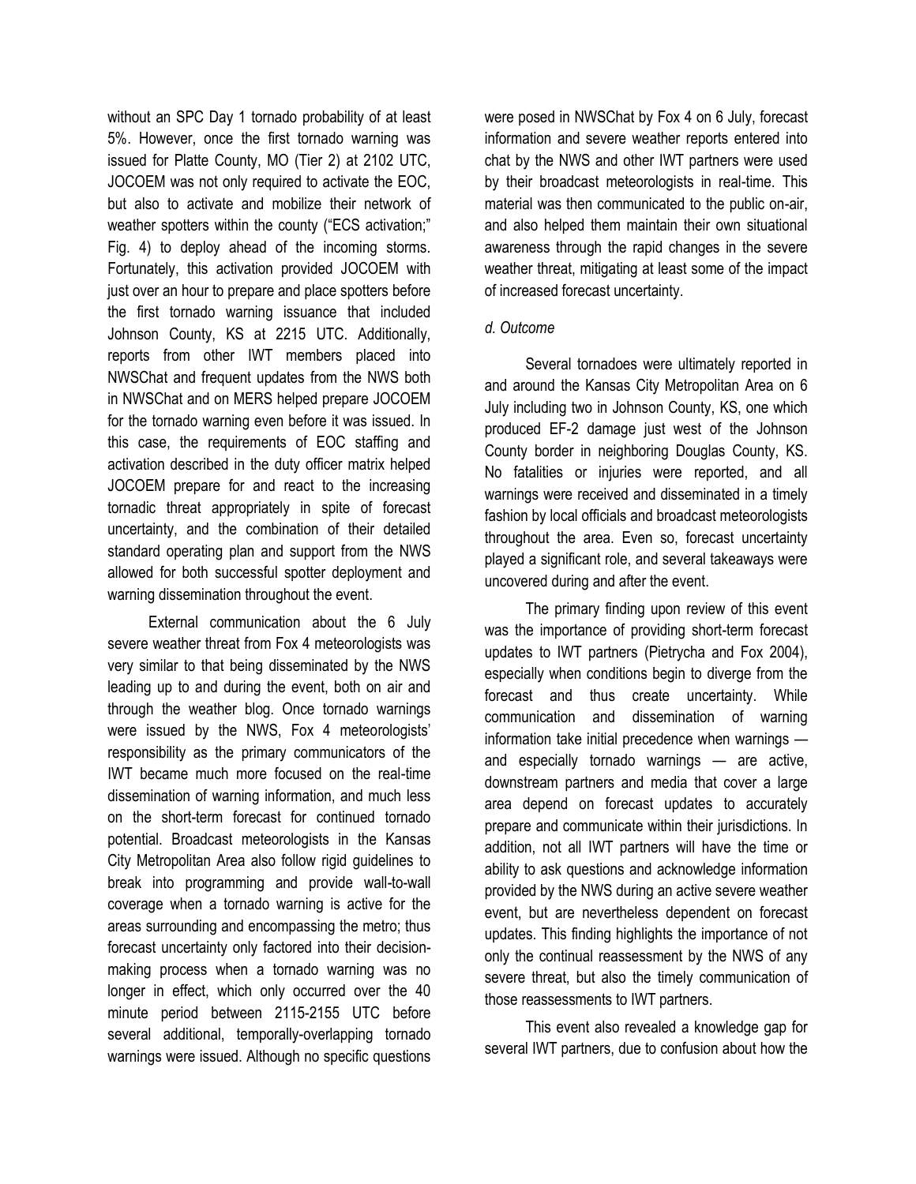without an SPC Day 1 tornado probability of at least 5%. However, once the first tornado warning was issued for Platte County, MO (Tier 2) at 2102 UTC, JOCOEM was not only required to activate the EOC, but also to activate and mobilize their network of weather spotters within the county ("ECS activation;" Fig. 4) to deploy ahead of the incoming storms. Fortunately, this activation provided JOCOEM with just over an hour to prepare and place spotters before the first tornado warning issuance that included Johnson County, KS at 2215 UTC. Additionally, reports from other IWT members placed into NWSChat and frequent updates from the NWS both in NWSChat and on MERS helped prepare JOCOEM for the tornado warning even before it was issued. In this case, the requirements of EOC staffing and activation described in the duty officer matrix helped JOCOEM prepare for and react to the increasing tornadic threat appropriately in spite of forecast uncertainty, and the combination of their detailed standard operating plan and support from the NWS allowed for both successful spotter deployment and warning dissemination throughout the event.

External communication about the 6 July severe weather threat from Fox 4 meteorologists was very similar to that being disseminated by the NWS leading up to and during the event, both on air and through the weather blog. Once tornado warnings were issued by the NWS, Fox 4 meteorologists' responsibility as the primary communicators of the IWT became much more focused on the real-time dissemination of warning information, and much less on the short-term forecast for continued tornado potential. Broadcast meteorologists in the Kansas City Metropolitan Area also follow rigid guidelines to break into programming and provide wall-to-wall coverage when a tornado warning is active for the areas surrounding and encompassing the metro; thus forecast uncertainty only factored into their decision-making process when a tornado warning was no longer in effect, which only occurred over the 40 minute period between 2115-2155 UTC before several additional, temporally-overlapping tornado warnings were issued. Although no specific questions were posed in NWSChat by Fox 4 on 6 July, forecast information and severe weather reports entered into chat by the NWS and other IWT partners were used by their broadcast meteorologists in real-time. This material was then communicated to the public on-air, and also helped them maintain their own situational awareness through the rapid changes in the severe weather threat, mitigating at least some of the impact of increased forecast uncertainty.

*d. Outcome*

Several tornadoes were ultimately reported in and around the Kansas City Metropolitan Area on 6 July including two in Johnson County, KS, one which produced EF-2 damage just west of the Johnson County border in neighboring Douglas County, KS. No fatalities or injuries were reported, and all warnings were received and disseminated in a timely fashion by local officials and broadcast meteorologists throughout the area. Even so, forecast uncertainty played a significant role, and several takeaways were uncovered during and after the event.

The primary finding upon review of this event was the importance of providing short-term forecast updates to IWT partners (Pietrycha and Fox 2004), especially when conditions begin to diverge from the forecast and thus create uncertainty. While communication and dissemination of warning information take initial precedence when warnings — and especially tornado warnings — are active, downstream partners and media that cover a large area depend on forecast updates to accurately prepare and communicate within their jurisdictions. In addition, not all IWT partners will have the time or ability to ask questions and acknowledge information provided by the NWS during an active severe weather event, but are nevertheless dependent on forecast updates. This finding highlights the importance of not only the continual reassessment by the NWS of any severe threat, but also the timely communication of those reassessments to IWT partners.

This event also revealed a knowledge gap for several IWT partners, due to confusion about how the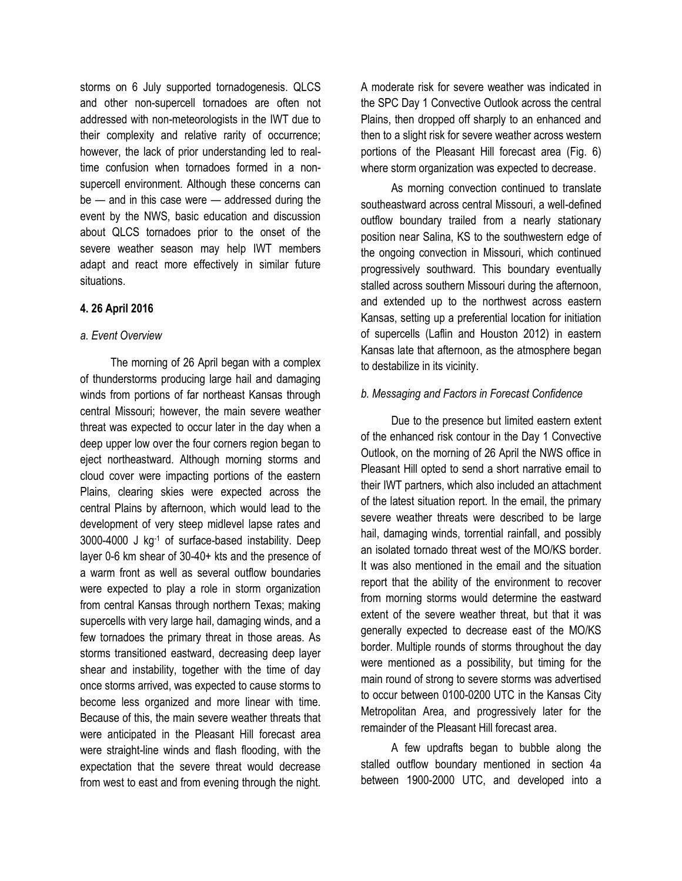storms on 6 July supported tornadogenesis. QLCS and other non-supercell tornadoes are often not addressed with non-meteorologists in the IWT due to their complexity and relative rarity of occurrence; however, the lack of prior understanding led to real-time confusion when tornadoes formed in a non-supercell environment. Although these concerns can be — and in this case were — addressed during the event by the NWS, basic education and discussion about QLCS tornadoes prior to the onset of the severe weather season may help IWT members adapt and react more effectively in similar future situations.

## 4. 26 April 2016

### *a. Event Overview*

The morning of 26 April began with a complex of thunderstorms producing large hail and damaging winds from portions of far northeast Kansas through central Missouri; however, the main severe weather threat was expected to occur later in the day when a deep upper low over the four corners region began to eject northeastward. Although morning storms and cloud cover were impacting portions of the eastern Plains, clearing skies were expected across the central Plains by afternoon, which would lead to the development of very steep midlevel lapse rates and 3000-4000 J kg$^{-1}$ of surface-based instability. Deep layer 0-6 km shear of 30-40+ kts and the presence of a warm front as well as several outflow boundaries were expected to play a role in storm organization from central Kansas through northern Texas; making supercells with very large hail, damaging winds, and a few tornadoes the primary threat in those areas. As storms transitioned eastward, decreasing deep layer shear and instability, together with the time of day once storms arrived, was expected to cause storms to become less organized and more linear with time. Because of this, the main severe weather threats that were anticipated in the Pleasant Hill forecast area were straight-line winds and flash flooding, with the expectation that the severe threat would decrease from west to east and from evening through the night. A moderate risk for severe weather was indicated in the SPC Day 1 Convective Outlook across the central Plains, then dropped off sharply to an enhanced and then to a slight risk for severe weather across western portions of the Pleasant Hill forecast area (Fig. 6) where storm organization was expected to decrease.

As morning convection continued to translate southeastward across central Missouri, a well-defined outflow boundary trailed from a nearly stationary position near Salina, KS to the southwestern edge of the ongoing convection in Missouri, which continued progressively southward. This boundary eventually stalled across southern Missouri during the afternoon, and extended up to the northwest across eastern Kansas, setting up a preferential location for initiation of supercells (Laflin and Houston 2012) in eastern Kansas late that afternoon, as the atmosphere began to destabilize in its vicinity.

### *b. Messaging and Factors in Forecast Confidence*

Due to the presence but limited eastern extent of the enhanced risk contour in the Day 1 Convective Outlook, on the morning of 26 April the NWS office in Pleasant Hill opted to send a short narrative email to their IWT partners, which also included an attachment of the latest situation report. In the email, the primary severe weather threats were described to be large hail, damaging winds, torrential rainfall, and possibly an isolated tornado threat west of the MO/KS border. It was also mentioned in the email and the situation report that the ability of the environment to recover from morning storms would determine the eastward extent of the severe weather threat, but that it was generally expected to decrease east of the MO/KS border. Multiple rounds of storms throughout the day were mentioned as a possibility, but timing for the main round of strong to severe storms was advertised to occur between 0100-0200 UTC in the Kansas City Metropolitan Area, and progressively later for the remainder of the Pleasant Hill forecast area.

A few updrafts began to bubble along the stalled outflow boundary mentioned in section 4a between 1900-2000 UTC, and developed into a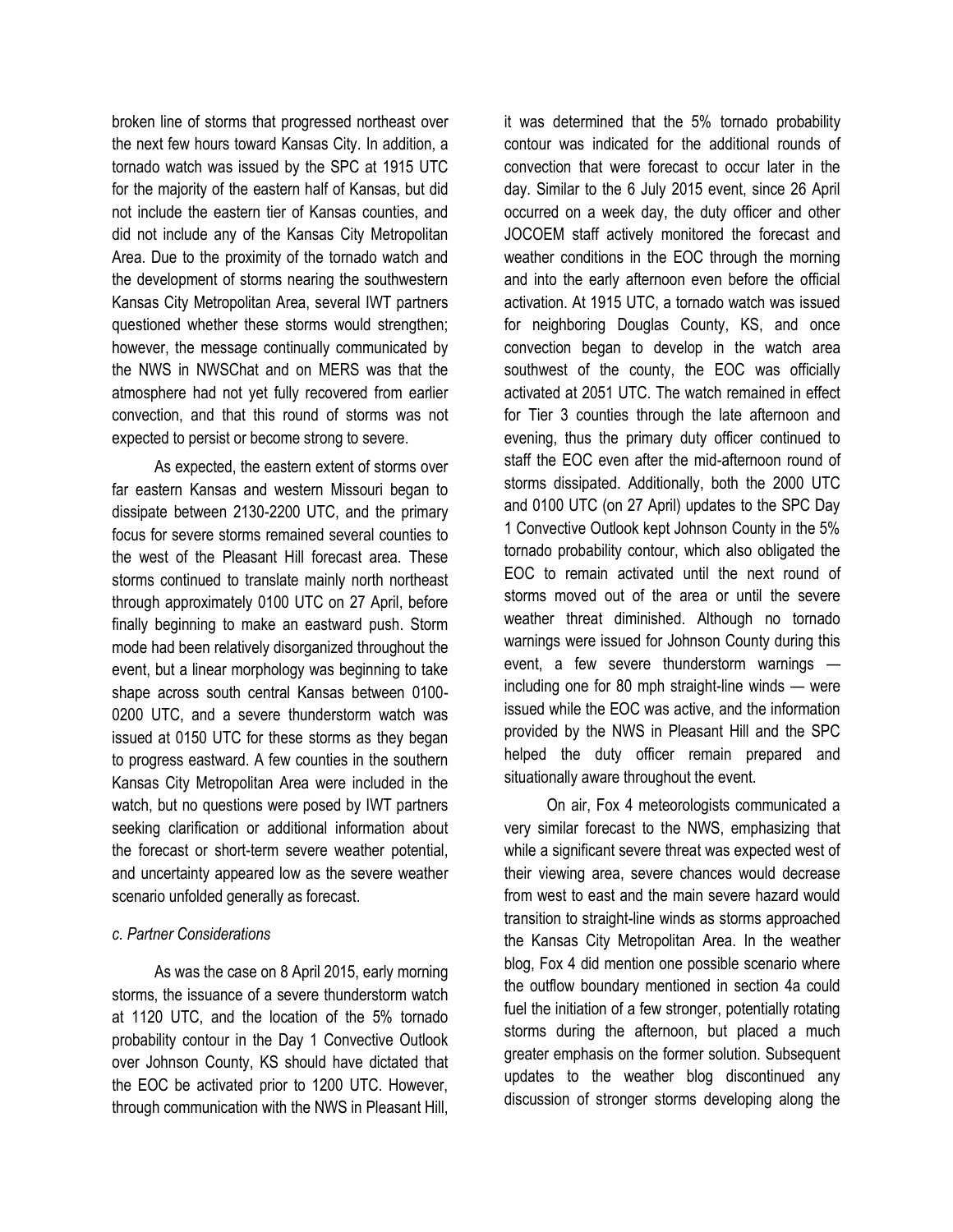broken line of storms that progressed northeast over the next few hours toward Kansas City. In addition, a tornado watch was issued by the SPC at 1915 UTC for the majority of the eastern half of Kansas, but did not include the eastern tier of Kansas counties, and did not include any of the Kansas City Metropolitan Area. Due to the proximity of the tornado watch and the development of storms nearing the southwestern Kansas City Metropolitan Area, several IWT partners questioned whether these storms would strengthen; however, the message continually communicated by the NWS in NWSChat and on MERS was that the atmosphere had not yet fully recovered from earlier convection, and that this round of storms was not expected to persist or become strong to severe.

As expected, the eastern extent of storms over far eastern Kansas and western Missouri began to dissipate between 2130-2200 UTC, and the primary focus for severe storms remained several counties to the west of the Pleasant Hill forecast area. These storms continued to translate mainly north northeast through approximately 0100 UTC on 27 April, before finally beginning to make an eastward push. Storm mode had been relatively disorganized throughout the event, but a linear morphology was beginning to take shape across south central Kansas between 0100-0200 UTC, and a severe thunderstorm watch was issued at 0150 UTC for these storms as they began to progress eastward. A few counties in the southern Kansas City Metropolitan Area were included in the watch, but no questions were posed by IWT partners seeking clarification or additional information about the forecast or short-term severe weather potential, and uncertainty appeared low as the severe weather scenario unfolded generally as forecast.

*c. Partner Considerations*

As was the case on 8 April 2015, early morning storms, the issuance of a severe thunderstorm watch at 1120 UTC, and the location of the 5% tornado probability contour in the Day 1 Convective Outlook over Johnson County, KS should have dictated that the EOC be activated prior to 1200 UTC. However, through communication with the NWS in Pleasant Hill, it was determined that the 5% tornado probability contour was indicated for the additional rounds of convection that were forecast to occur later in the day. Similar to the 6 July 2015 event, since 26 April occurred on a week day, the duty officer and other JOCOEM staff actively monitored the forecast and weather conditions in the EOC through the morning and into the early afternoon even before the official activation. At 1915 UTC, a tornado watch was issued for neighboring Douglas County, KS, and once convection began to develop in the watch area southwest of the county, the EOC was officially activated at 2051 UTC. The watch remained in effect for Tier 3 counties through the late afternoon and evening, thus the primary duty officer continued to staff the EOC even after the mid-afternoon round of storms dissipated. Additionally, both the 2000 UTC and 0100 UTC (on 27 April) updates to the SPC Day 1 Convective Outlook kept Johnson County in the 5% tornado probability contour, which also obligated the EOC to remain activated until the next round of storms moved out of the area or until the severe weather threat diminished. Although no tornado warnings were issued for Johnson County during this event, a few severe thunderstorm warnings — including one for 80 mph straight-line winds — were issued while the EOC was active, and the information provided by the NWS in Pleasant Hill and the SPC helped the duty officer remain prepared and situationally aware throughout the event.

On air, Fox 4 meteorologists communicated a very similar forecast to the NWS, emphasizing that while a significant severe threat was expected west of their viewing area, severe chances would decrease from west to east and the main severe hazard would transition to straight-line winds as storms approached the Kansas City Metropolitan Area. In the weather blog, Fox 4 did mention one possible scenario where the outflow boundary mentioned in section 4a could fuel the initiation of a few stronger, potentially rotating storms during the afternoon, but placed a much greater emphasis on the former solution. Subsequent updates to the weather blog discontinued any discussion of stronger storms developing along the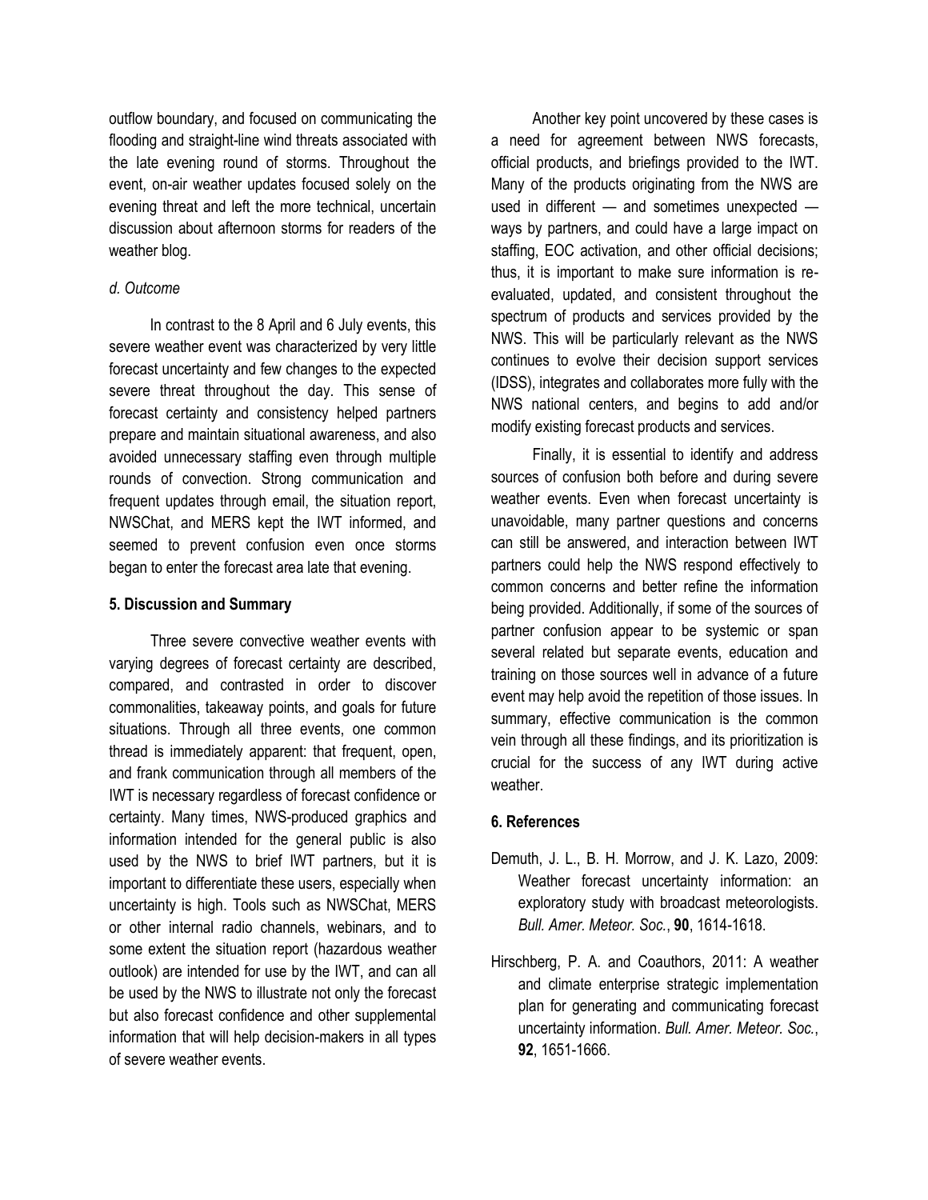outflow boundary, and focused on communicating the flooding and straight-line wind threats associated with the late evening round of storms. Throughout the event, on-air weather updates focused solely on the evening threat and left the more technical, uncertain discussion about afternoon storms for readers of the weather blog.

*d. Outcome*

In contrast to the 8 April and 6 July events, this severe weather event was characterized by very little forecast uncertainty and few changes to the expected severe threat throughout the day. This sense of forecast certainty and consistency helped partners prepare and maintain situational awareness, and also avoided unnecessary staffing even through multiple rounds of convection. Strong communication and frequent updates through email, the situation report, NWSChat, and MERS kept the IWT informed, and seemed to prevent confusion even once storms began to enter the forecast area late that evening.

## 5. Discussion and Summary

Three severe convective weather events with varying degrees of forecast certainty are described, compared, and contrasted in order to discover commonalities, takeaway points, and goals for future situations. Through all three events, one common thread is immediately apparent: that frequent, open, and frank communication through all members of the IWT is necessary regardless of forecast confidence or certainty. Many times, NWS-produced graphics and information intended for the general public is also used by the NWS to brief IWT partners, but it is important to differentiate these users, especially when uncertainty is high. Tools such as NWSChat, MERS or other internal radio channels, webinars, and to some extent the situation report (hazardous weather outlook) are intended for use by the IWT, and can all be used by the NWS to illustrate not only the forecast but also forecast confidence and other supplemental information that will help decision-makers in all types of severe weather events.

Another key point uncovered by these cases is a need for agreement between NWS forecasts, official products, and briefings provided to the IWT. Many of the products originating from the NWS are used in different — and sometimes unexpected — ways by partners, and could have a large impact on staffing, EOC activation, and other official decisions; thus, it is important to make sure information is re-evaluated, updated, and consistent throughout the spectrum of products and services provided by the NWS. This will be particularly relevant as the NWS continues to evolve their decision support services (IDSS), integrates and collaborates more fully with the NWS national centers, and begins to add and/or modify existing forecast products and services.

Finally, it is essential to identify and address sources of confusion both before and during severe weather events. Even when forecast uncertainty is unavoidable, many partner questions and concerns can still be answered, and interaction between IWT partners could help the NWS respond effectively to common concerns and better refine the information being provided. Additionally, if some of the sources of partner confusion appear to be systemic or span several related but separate events, education and training on those sources well in advance of a future event may help avoid the repetition of those issues. In summary, effective communication is the common vein through all these findings, and its prioritization is crucial for the success of any IWT during active weather.

## 6. References

Demuth, J. L., B. H. Morrow, and J. K. Lazo, 2009: Weather forecast uncertainty information: an exploratory study with broadcast meteorologists. *Bull. Amer. Meteor. Soc.*, **90**, 1614-1618.

Hirschberg, P. A. and Coauthors, 2011: A weather and climate enterprise strategic implementation plan for generating and communicating forecast uncertainty information. *Bull. Amer. Meteor. Soc.*, **92**, 1651-1666.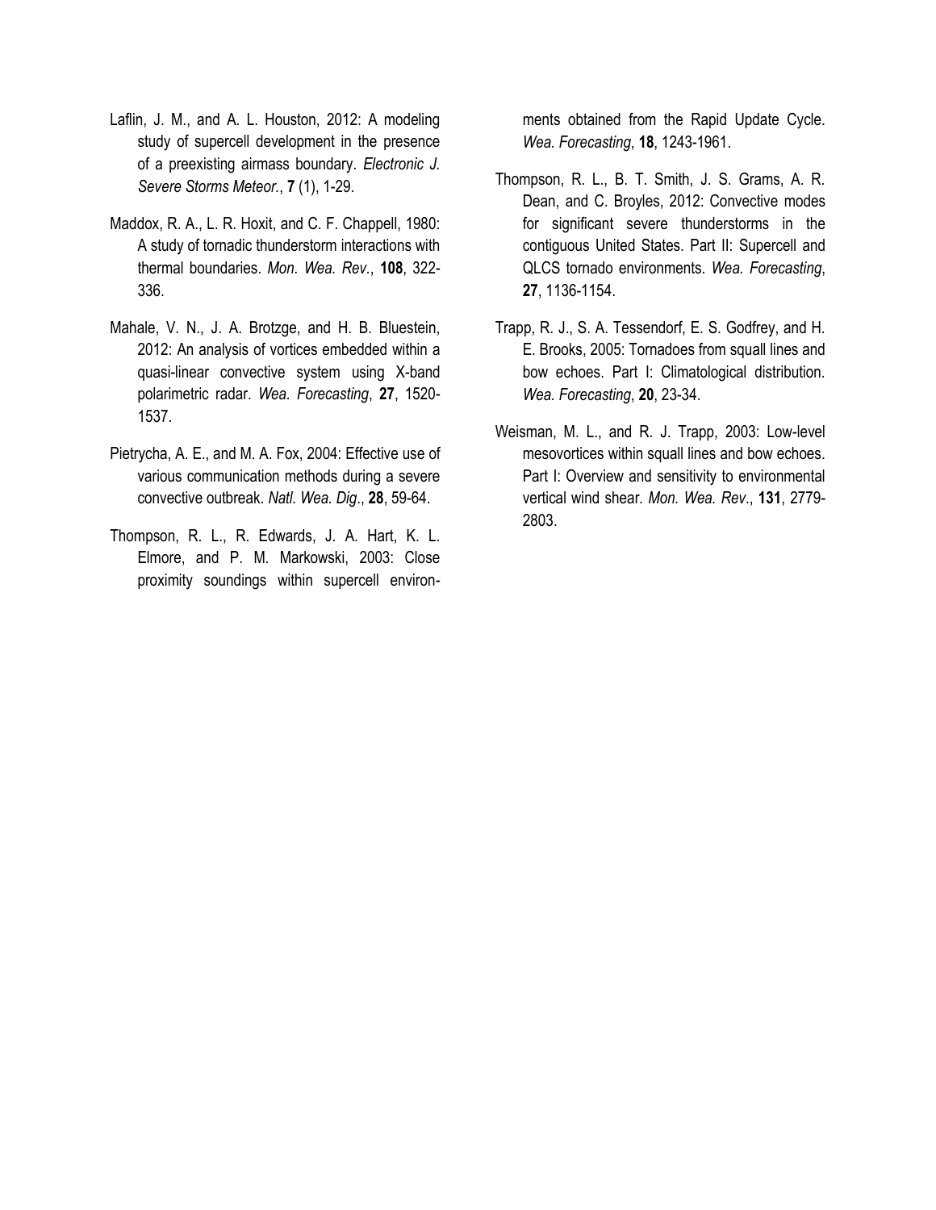Laflin, J. M., and A. L. Houston, 2012: A modeling study of supercell development in the presence of a preexisting airmass boundary. *Electronic J. Severe Storms Meteor.*, **7** (1), 1-29.

Maddox, R. A., L. R. Hoxit, and C. F. Chappell, 1980: A study of tornadic thunderstorm interactions with thermal boundaries. *Mon. Wea. Rev*., **108**, 322-336.

Mahale, V. N., J. A. Brotzge, and H. B. Bluestein, 2012: An analysis of vortices embedded within a quasi-linear convective system using X-band polarimetric radar. *Wea. Forecasting*, **27**, 1520-1537.

Pietrycha, A. E., and M. A. Fox, 2004: Effective use of various communication methods during a severe convective outbreak. *Natl. Wea. Dig*., **28**, 59-64.

Thompson, R. L., R. Edwards, J. A. Hart, K. L. Elmore, and P. M. Markowski, 2003: Close proximity soundings within supercell environments obtained from the Rapid Update Cycle. *Wea. Forecasting*, **18**, 1243-1961.

Thompson, R. L., B. T. Smith, J. S. Grams, A. R. Dean, and C. Broyles, 2012: Convective modes for significant severe thunderstorms in the contiguous United States. Part II: Supercell and QLCS tornado environments. *Wea. Forecasting*, **27**, 1136-1154.

Trapp, R. J., S. A. Tessendorf, E. S. Godfrey, and H. E. Brooks, 2005: Tornadoes from squall lines and bow echoes. Part I: Climatological distribution. *Wea. Forecasting*, **20**, 23-34.

Weisman, M. L., and R. J. Trapp, 2003: Low-level mesovortices within squall lines and bow echoes. Part I: Overview and sensitivity to environmental vertical wind shear. *Mon. Wea. Rev*., **131**, 2779-2803.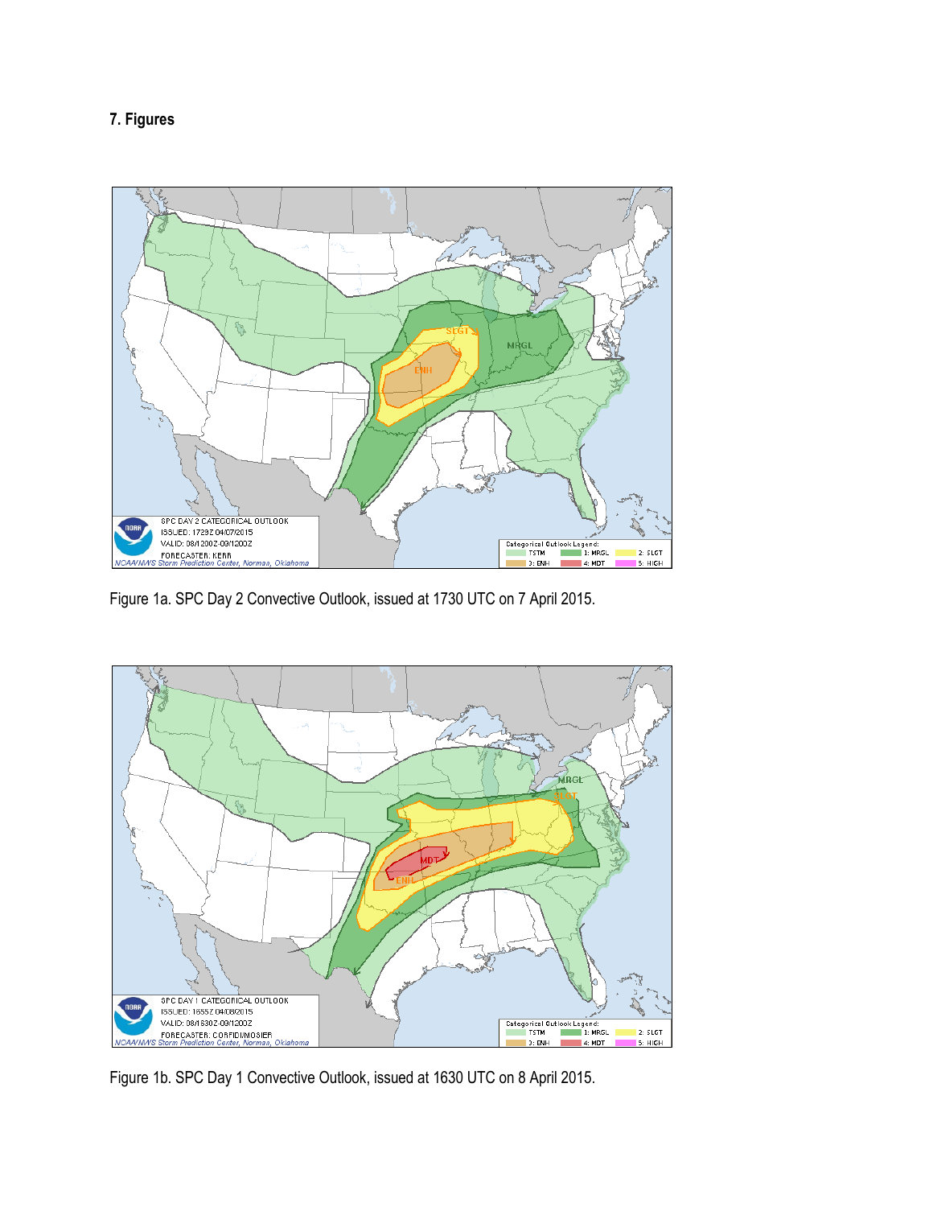## 7. Figures

Figure 1a. SPC Day 2 Convective Outlook, issued at 1730 UTC on 7 April 2015.

Figure 1b. SPC Day 1 Convective Outlook, issued at 1630 UTC on 8 April 2015.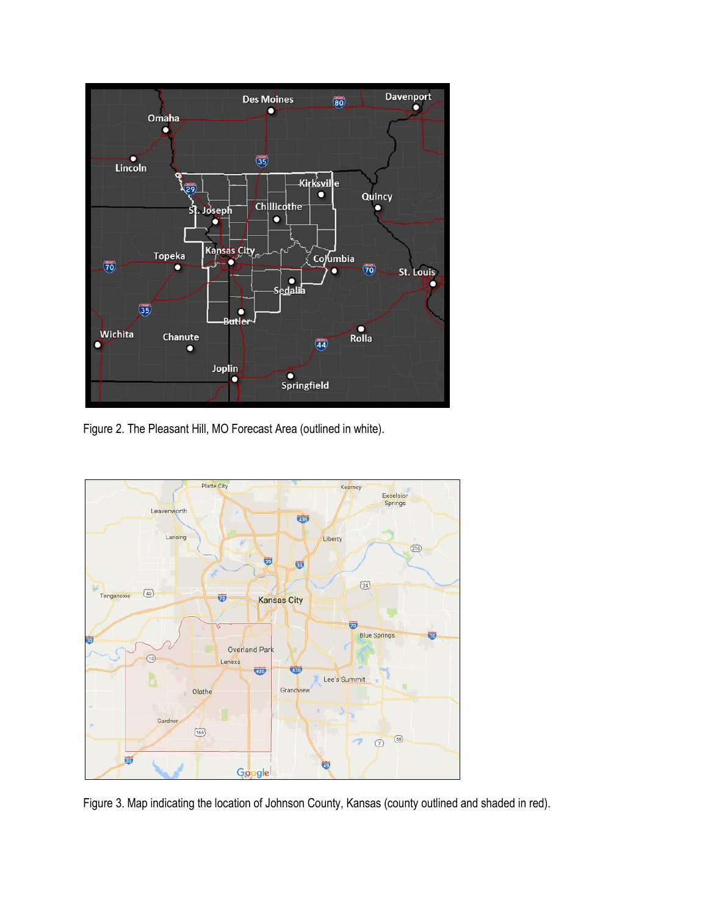Figure 2. The Pleasant Hill, MO Forecast Area (outlined in white).

Figure 3. Map indicating the location of Johnson County, Kansas (county outlined and shaded in red).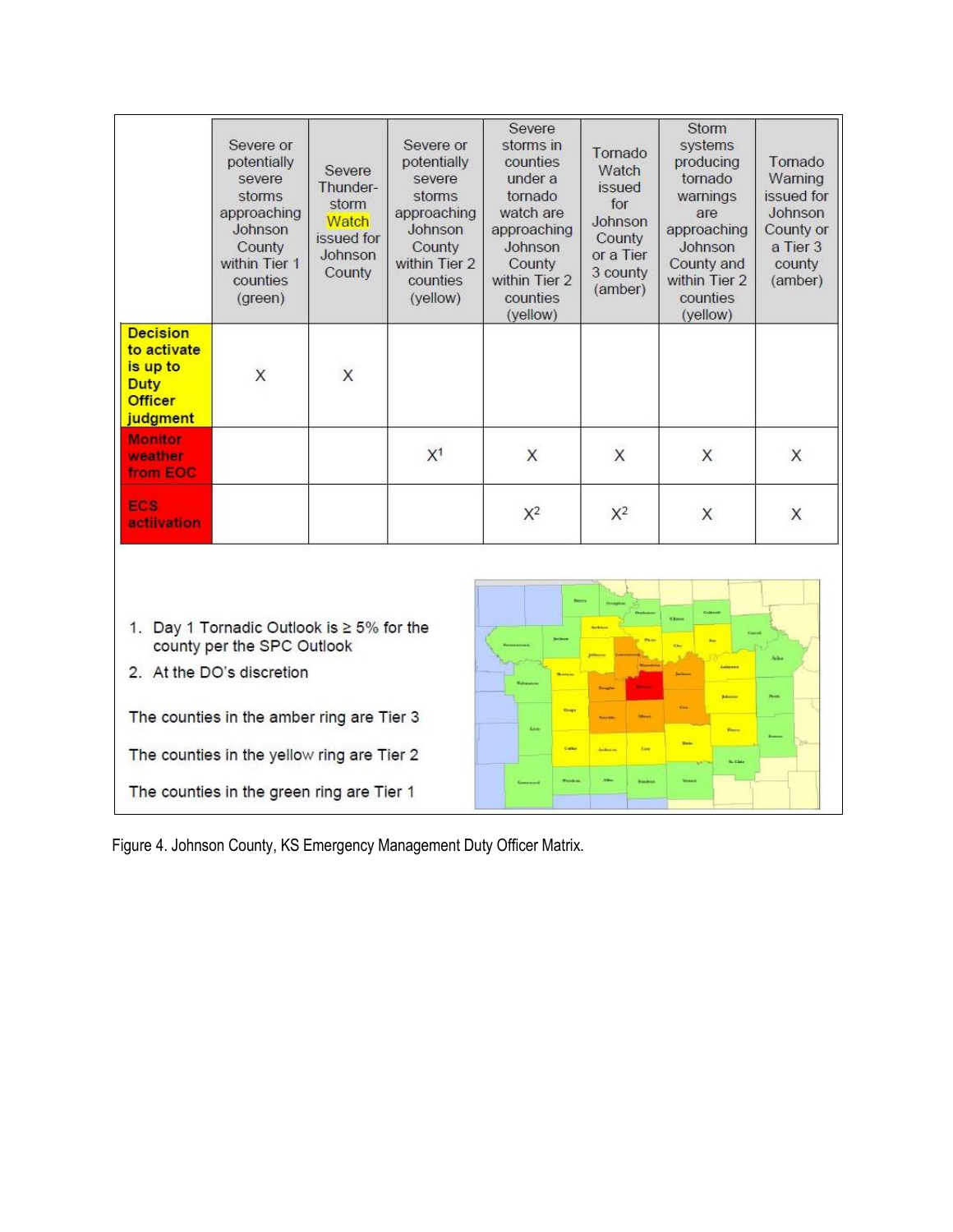| | Severe or potentially severe storms approaching Johnson County within Tier 1 counties (green) | Severe Thunder-storm Watch issued for Johnson County | Severe or potentially severe storms approaching Johnson County within Tier 2 counties (yellow) | Severe storms in counties under a tornado watch are approaching Johnson County within Tier 2 counties (yellow) | Tornado Watch issued for Johnson County or a Tier 3 county (amber) | Storm systems producing tornado warnings are approaching Johnson County and within Tier 2 counties (yellow) | Tornado Warning issued for Johnson County or a Tier 3 county (amber) |
|---|---|---|---|---|---|---|---|
| **Decision to activate is up to Duty Officer judgment** | X | X | | | | | |
| **Monitor weather from EOC** | | | X[1] | X | X | X | X |
| **ECS activation** | | | | X[2] | X[2] | X | X |

1. Day 1 Tornadic Outlook is ≥ 5% for the county per the SPC Outlook
2. At the DO's discretion

The counties in the amber ring are Tier 3

The counties in the yellow ring are Tier 2

The counties in the green ring are Tier 1

Figure 4. Johnson County, KS Emergency Management Duty Officer Matrix.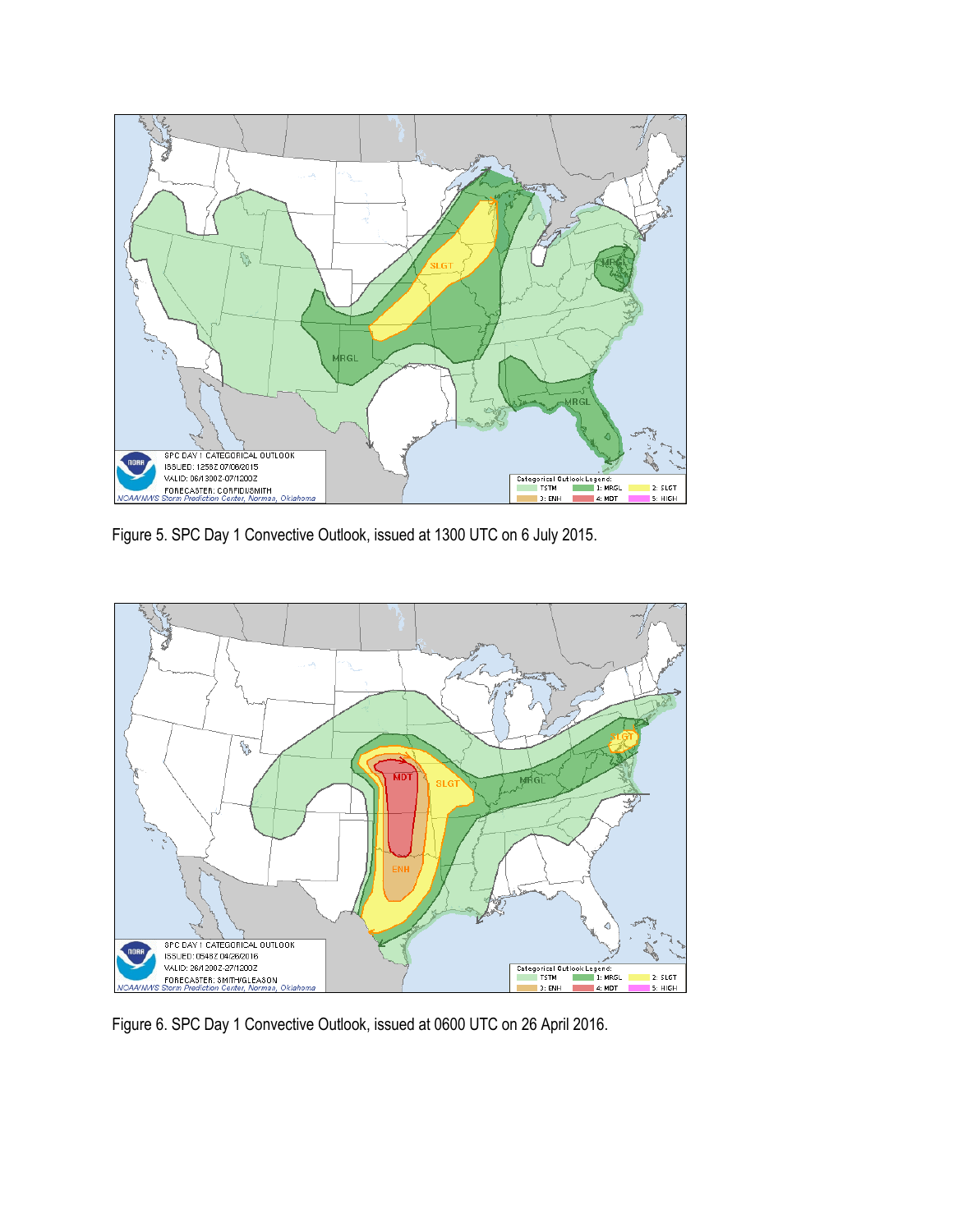SPC DAY 1 CATEGORICAL OUTLOOK
ISSUED: 1258Z 07/06/2015
VALID: 06/1300Z-07/1200Z
FORECASTER: CORFIDI/SMITH
NOAA/NWS Storm Prediction Center, Norman, Oklahoma

Categorical Outlook Legend:
TSTM
1: MRGL
2: SLGT
3: ENH
4: MDT
5: HIGH

SLGT
MRGL
MRGL
MRGL

Figure 5. SPC Day 1 Convective Outlook, issued at 1300 UTC on 6 July 2015.

SPC DAY 1 CATEGORICAL OUTLOOK
ISSUED: 0548Z 04/26/2016
VALID: 26/1200Z-27/1200Z
FORECASTER: SMITH/GLEASON
NOAA/NWS Storm Prediction Center, Norman, Oklahoma

Categorical Outlook Legend:
TSTM
1: MRGL
2: SLGT
3: ENH
4: MDT
5: HIGH

MDT
SLGT
ENH
MRGL
SLGT

Figure 6. SPC Day 1 Convective Outlook, issued at 0600 UTC on 26 April 2016.